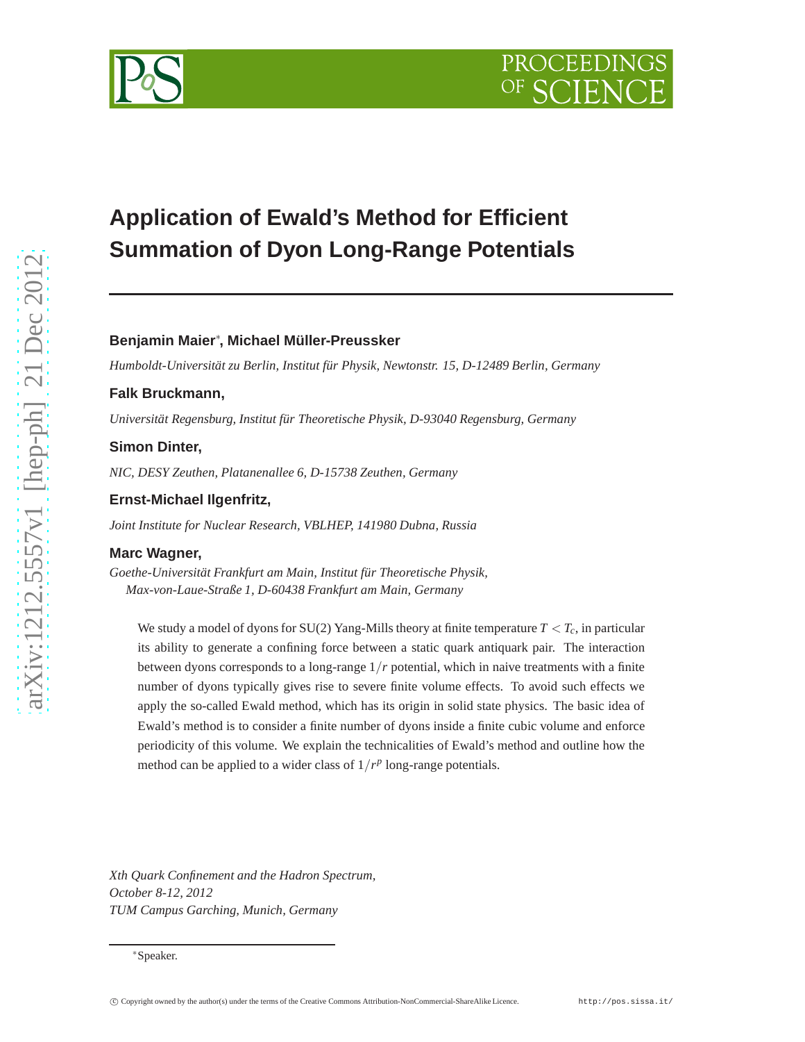# Application of Ewald's Method for Efficient Summation of Dyon Long-Range Potentials

**Benjamin Maier**[∗], **Michael Müller-Preussker**

*Humboldt-Universität zu Berlin, Institut für Physik, Newtonstr. 15, D-12489 Berlin, Germany*

**Falk Bruckmann,**

*Universität Regensburg, Institut für Theoretische Physik, D-93040 Regensburg, Germany*

**Simon Dinter,**

*NIC, DESY Zeuthen, Platanenallee 6, D-15738 Zeuthen, Germany*

**Ernst-Michael Ilgenfritz,**

*Joint Institute for Nuclear Research, VBLHEP, 141980 Dubna, Russia*

**Marc Wagner,**

*Goethe-Universität Frankfurt am Main, Institut für Theoretische Physik, Max-von-Laue-Straße 1, D-60438 Frankfurt am Main, Germany*

We study a model of dyons for SU(2) Yang-Mills theory at finite temperature $T < T_c$, in particular its ability to generate a confining force between a static quark antiquark pair. The interaction between dyons corresponds to a long-range $1/r$ potential, which in naive treatments with a finite number of dyons typically gives rise to severe finite volume effects. To avoid such effects we apply the so-called Ewald method, which has its origin in solid state physics. The basic idea of Ewald's method is to consider a finite number of dyons inside a finite cubic volume and enforce periodicity of this volume. We explain the technicalities of Ewald's method and outline how the method can be applied to a wider class of $1/r^p$ long-range potentials.

*Xth Quark Confinement and the Hadron Spectrum,*
*October 8-12, 2012*
*TUM Campus Garching, Munich, Germany*

[∗]Speaker.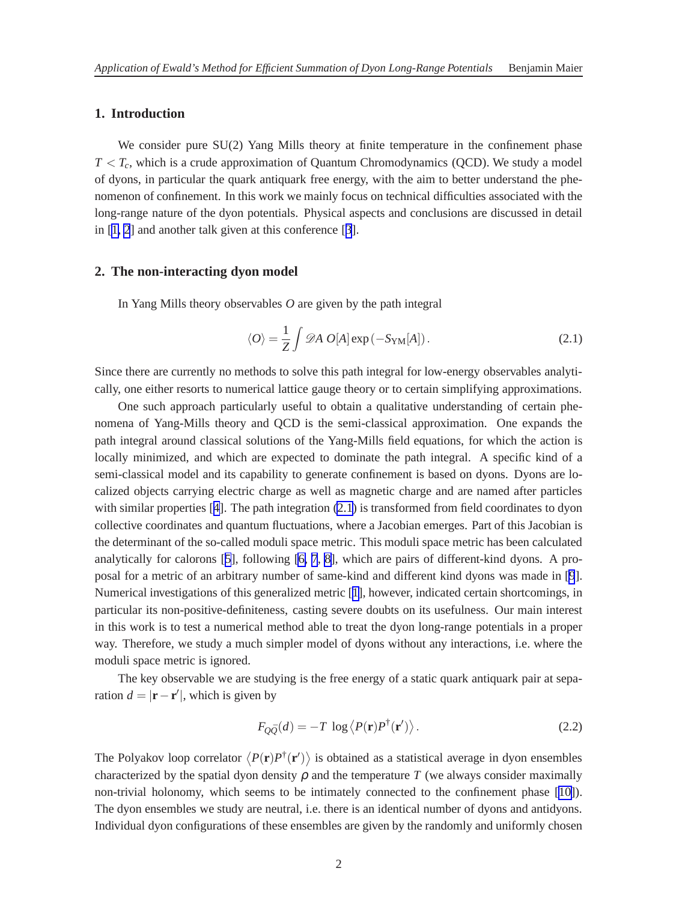## 1. Introduction

We consider pure SU(2) Yang Mills theory at finite temperature in the confinement phase $T < T_c$, which is a crude approximation of Quantum Chromodynamics (QCD). We study a model of dyons, in particular the quark antiquark free energy, with the aim to better understand the phenomenon of confinement. In this work we mainly focus on technical difficulties associated with the long-range nature of the dyon potentials. Physical aspects and conclusions are discussed in detail in [1, 2] and another talk given at this conference [3].

## 2. The non-interacting dyon model

In Yang Mills theory observables $O$ are given by the path integral

$$\langle O \rangle = \frac{1}{Z} \int \mathscr{D}A \; O[A] \exp\left(-S_{\mathrm{YM}}[A]\right). \tag{2.1}$$

Since there are currently no methods to solve this path integral for low-energy observables analytically, one either resorts to numerical lattice gauge theory or to certain simplifying approximations.

One such approach particularly useful to obtain a qualitative understanding of certain phenomena of Yang-Mills theory and QCD is the semi-classical approximation. One expands the path integral around classical solutions of the Yang-Mills field equations, for which the action is locally minimized, and which are expected to dominate the path integral. A specific kind of a semi-classical model and its capability to generate confinement is based on dyons. Dyons are localized objects carrying electric charge as well as magnetic charge and are named after particles with similar properties [4]. The path integration (2.1) is transformed from field coordinates to dyon collective coordinates and quantum fluctuations, where a Jacobian emerges. Part of this Jacobian is the determinant of the so-called moduli space metric. This moduli space metric has been calculated analytically for calorons [5], following [6, 7, 8], which are pairs of different-kind dyons. A proposal for a metric of an arbitrary number of same-kind and different kind dyons was made in [9]. Numerical investigations of this generalized metric [1], however, indicated certain shortcomings, in particular its non-positive-definiteness, casting severe doubts on its usefulness. Our main interest in this work is to test a numerical method able to treat the dyon long-range potentials in a proper way. Therefore, we study a much simpler model of dyons without any interactions, i.e. where the moduli space metric is ignored.

The key observable we are studying is the free energy of a static quark antiquark pair at separation $d = |\mathbf{r} - \mathbf{r}'|$, which is given by

$$F_{Q\bar{Q}}(d) = -T \; \log \left\langle P(\mathbf{r}) P^{\dagger}(\mathbf{r}') \right\rangle. \tag{2.2}$$

The Polyakov loop correlator $\left\langle P(\mathbf{r}) P^{\dagger}(\mathbf{r}') \right\rangle$ is obtained as a statistical average in dyon ensembles characterized by the spatial dyon density $\rho$ and the temperature $T$ (we always consider maximally non-trivial holonomy, which seems to be intimately connected to the confinement phase [10]). The dyon ensembles we study are neutral, i.e. there is an identical number of dyons and antidyons. Individual dyon configurations of these ensembles are given by the randomly and uniformly chosen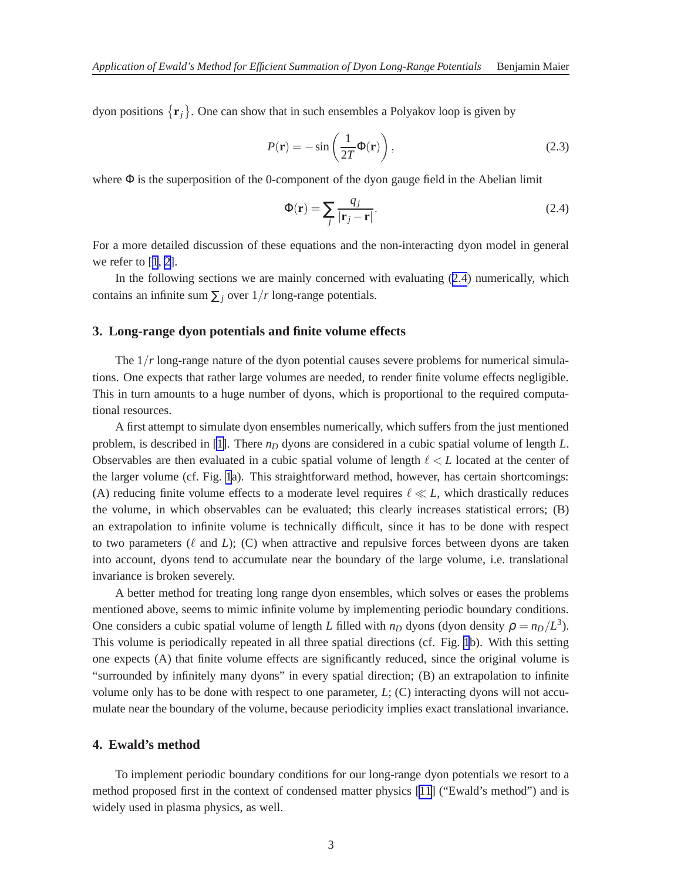dyon positions $\{\mathbf{r}_j\}$. One can show that in such ensembles a Polyakov loop is given by

$$P(\mathbf{r}) = -\sin\left(\frac{1}{2T}\Phi(\mathbf{r})\right), \tag{2.3}$$

where $\Phi$ is the superposition of the 0-component of the dyon gauge field in the Abelian limit

$$\Phi(\mathbf{r}) = \sum_j \frac{q_j}{|\mathbf{r}_j - \mathbf{r}|}. \tag{2.4}$$

For a more detailed discussion of these equations and the non-interacting dyon model in general we refer to [1, 2].

In the following sections we are mainly concerned with evaluating (2.4) numerically, which contains an infinite sum $\sum_j$ over $1/r$ long-range potentials.

## 3. Long-range dyon potentials and finite volume effects

The $1/r$ long-range nature of the dyon potential causes severe problems for numerical simulations. One expects that rather large volumes are needed, to render finite volume effects negligible. This in turn amounts to a huge number of dyons, which is proportional to the required computational resources.

A first attempt to simulate dyon ensembles numerically, which suffers from the just mentioned problem, is described in [1]. There $n_D$ dyons are considered in a cubic spatial volume of length $L$. Observables are then evaluated in a cubic spatial volume of length $\ell < L$ located at the center of the larger volume (cf. Fig. 1a). This straightforward method, however, has certain shortcomings: (A) reducing finite volume effects to a moderate level requires $\ell \ll L$, which drastically reduces the volume, in which observables can be evaluated; this clearly increases statistical errors; (B) an extrapolation to infinite volume is technically difficult, since it has to be done with respect to two parameters ($\ell$ and $L$); (C) when attractive and repulsive forces between dyons are taken into account, dyons tend to accumulate near the boundary of the large volume, i.e. translational invariance is broken severely.

A better method for treating long range dyon ensembles, which solves or eases the problems mentioned above, seems to mimic infinite volume by implementing periodic boundary conditions. One considers a cubic spatial volume of length $L$ filled with $n_D$ dyons (dyon density $\rho = n_D/L^3$). This volume is periodically repeated in all three spatial directions (cf. Fig. 1b). With this setting one expects (A) that finite volume effects are significantly reduced, since the original volume is "surrounded by infinitely many dyons" in every spatial direction; (B) an extrapolation to infinite volume only has to be done with respect to one parameter, $L$; (C) interacting dyons will not accumulate near the boundary of the volume, because periodicity implies exact translational invariance.

## 4. Ewald's method

To implement periodic boundary conditions for our long-range dyon potentials we resort to a method proposed first in the context of condensed matter physics [11] ("Ewald's method") and is widely used in plasma physics, as well.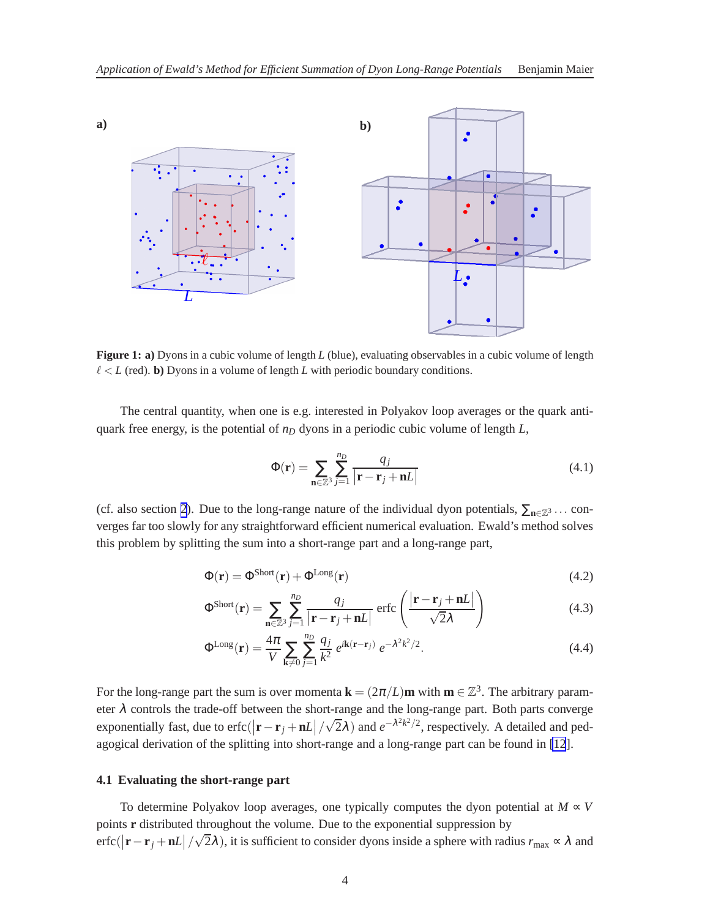**Figure 1: a)** Dyons in a cubic volume of length $L$ (blue), evaluating observables in a cubic volume of length $\ell < L$ (red). **b)** Dyons in a volume of length $L$ with periodic boundary conditions.

The central quantity, when one is e.g. interested in Polyakov loop averages or the quark antiquark free energy, is the potential of $n_D$ dyons in a periodic cubic volume of length $L$,

$$\Phi(\mathbf{r}) = \sum_{\mathbf{n}\in\mathbb{Z}^3} \sum_{j=1}^{n_D} \frac{q_j}{|\mathbf{r}-\mathbf{r}_j+\mathbf{n}L|} \tag{4.1}$$

(cf. also section 2). Due to the long-range nature of the individual dyon potentials, $\sum_{\mathbf{n}\in\mathbb{Z}^3}\ldots$ converges far too slowly for any straightforward efficient numerical evaluation. Ewald's method solves this problem by splitting the sum into a short-range part and a long-range part,

$$\Phi(\mathbf{r}) = \Phi^{\text{Short}}(\mathbf{r}) + \Phi^{\text{Long}}(\mathbf{r}) \tag{4.2}$$

$$\Phi^{\text{Short}}(\mathbf{r}) = \sum_{\mathbf{n}\in\mathbb{Z}^3} \sum_{j=1}^{n_D} \frac{q_j}{|\mathbf{r}-\mathbf{r}_j+\mathbf{n}L|}\, \text{erfc}\left(\frac{|\mathbf{r}-\mathbf{r}_j+\mathbf{n}L|}{\sqrt{2}\lambda}\right) \tag{4.3}$$

$$\Phi^{\text{Long}}(\mathbf{r}) = \frac{4\pi}{V} \sum_{\mathbf{k}\neq 0} \sum_{j=1}^{n_D} \frac{q_j}{k^2}\, e^{i\mathbf{k}(\mathbf{r}-\mathbf{r}_j)}\, e^{-\lambda^2 k^2/2}. \tag{4.4}$$

For the long-range part the sum is over momenta $\mathbf{k} = (2\pi/L)\mathbf{m}$ with $\mathbf{m}\in\mathbb{Z}^3$. The arbitrary parameter $\lambda$ controls the trade-off between the short-range and the long-range part. Both parts converge exponentially fast, due to $\text{erfc}(|\mathbf{r}-\mathbf{r}_j+\mathbf{n}L|/\sqrt{2}\lambda)$ and $e^{-\lambda^2 k^2/2}$, respectively. A detailed and pedagogical derivation of the splitting into short-range and a long-range part can be found in [12].

### 4.1 Evaluating the short-range part

To determine Polyakov loop averages, one typically computes the dyon potential at $M \propto V$ points $\mathbf{r}$ distributed throughout the volume. Due to the exponential suppression by $\text{erfc}(|\mathbf{r}-\mathbf{r}_j+\mathbf{n}L|/\sqrt{2}\lambda)$, it is sufficient to consider dyons inside a sphere with radius $r_{\text{max}} \propto \lambda$ and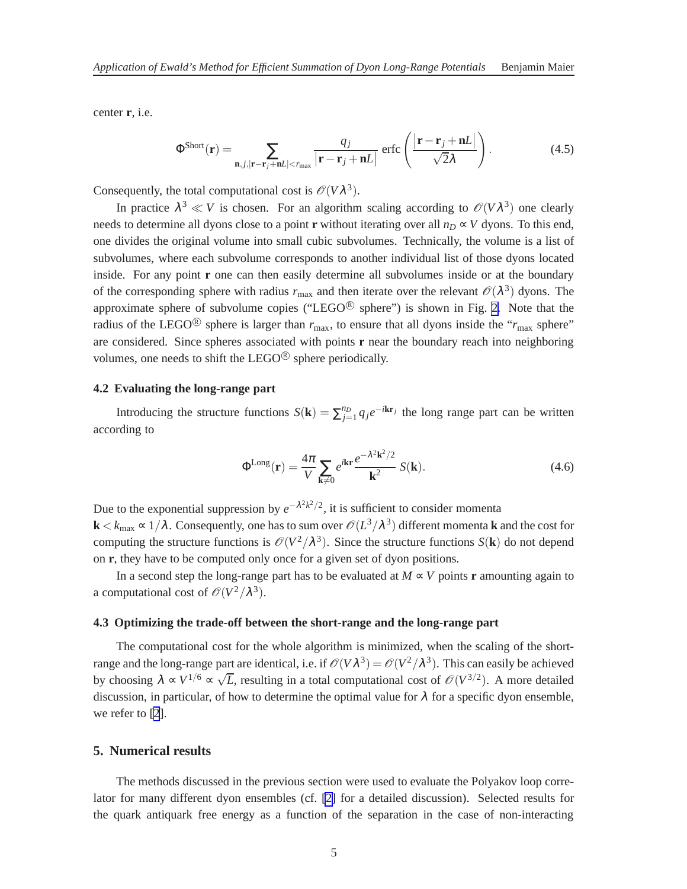center $\mathbf{r}$, i.e.

$$\Phi^{\text{Short}}(\mathbf{r}) = \sum_{\mathbf{n},j,|\mathbf{r}-\mathbf{r}_j+\mathbf{n}L|<r_{\max}} \frac{q_j}{|\mathbf{r}-\mathbf{r}_j+\mathbf{n}L|} \operatorname{erfc}\left(\frac{|\mathbf{r}-\mathbf{r}_j+\mathbf{n}L|}{\sqrt{2}\lambda}\right). \tag{4.5}$$

Consequently, the total computational cost is $\mathscr{O}(V\lambda^3)$.

In practice $\lambda^3 \ll V$ is chosen. For an algorithm scaling according to $\mathscr{O}(V\lambda^3)$ one clearly needs to determine all dyons close to a point $\mathbf{r}$ without iterating over all $n_D \propto V$ dyons. To this end, one divides the original volume into small cubic subvolumes. Technically, the volume is a list of subvolumes, where each subvolume corresponds to another individual list of those dyons located inside. For any point $\mathbf{r}$ one can then easily determine all subvolumes inside or at the boundary of the corresponding sphere with radius $r_{\max}$ and then iterate over the relevant $\mathscr{O}(\lambda^3)$ dyons. The approximate sphere of subvolume copies ("LEGO® sphere") is shown in Fig. 2. Note that the radius of the LEGO® sphere is larger than $r_{\max}$, to ensure that all dyons inside the "$r_{\max}$ sphere" are considered. Since spheres associated with points $\mathbf{r}$ near the boundary reach into neighboring volumes, one needs to shift the LEGO® sphere periodically.

### 4.2 Evaluating the long-range part

Introducing the structure functions $S(\mathbf{k}) = \sum_{j=1}^{n_D} q_j e^{-i\mathbf{k}\mathbf{r}_j}$ the long range part can be written according to

$$\Phi^{\text{Long}}(\mathbf{r}) = \frac{4\pi}{V} \sum_{\mathbf{k}\neq 0} e^{i\mathbf{k}\mathbf{r}} \frac{e^{-\lambda^2\mathbf{k}^2/2}}{\mathbf{k}^2} S(\mathbf{k}). \tag{4.6}$$

Due to the exponential suppression by $e^{-\lambda^2 k^2/2}$, it is sufficient to consider momenta $\mathbf{k} < k_{\max} \propto 1/\lambda$. Consequently, one has to sum over $\mathscr{O}(L^3/\lambda^3)$ different momenta $\mathbf{k}$ and the cost for computing the structure functions is $\mathscr{O}(V^2/\lambda^3)$. Since the structure functions $S(\mathbf{k})$ do not depend on $\mathbf{r}$, they have to be computed only once for a given set of dyon positions.

In a second step the long-range part has to be evaluated at $M \propto V$ points $\mathbf{r}$ amounting again to a computational cost of $\mathscr{O}(V^2/\lambda^3)$.

### 4.3 Optimizing the trade-off between the short-range and the long-range part

The computational cost for the whole algorithm is minimized, when the scaling of the short-range and the long-range part are identical, i.e. if $\mathscr{O}(V\lambda^3) = \mathscr{O}(V^2/\lambda^3)$. This can easily be achieved by choosing $\lambda \propto V^{1/6} \propto \sqrt{L}$, resulting in a total computational cost of $\mathscr{O}(V^{3/2})$. A more detailed discussion, in particular, of how to determine the optimal value for $\lambda$ for a specific dyon ensemble, we refer to [2].

## 5. Numerical results

The methods discussed in the previous section were used to evaluate the Polyakov loop correlator for many different dyon ensembles (cf. [2] for a detailed discussion). Selected results for the quark antiquark free energy as a function of the separation in the case of non-interacting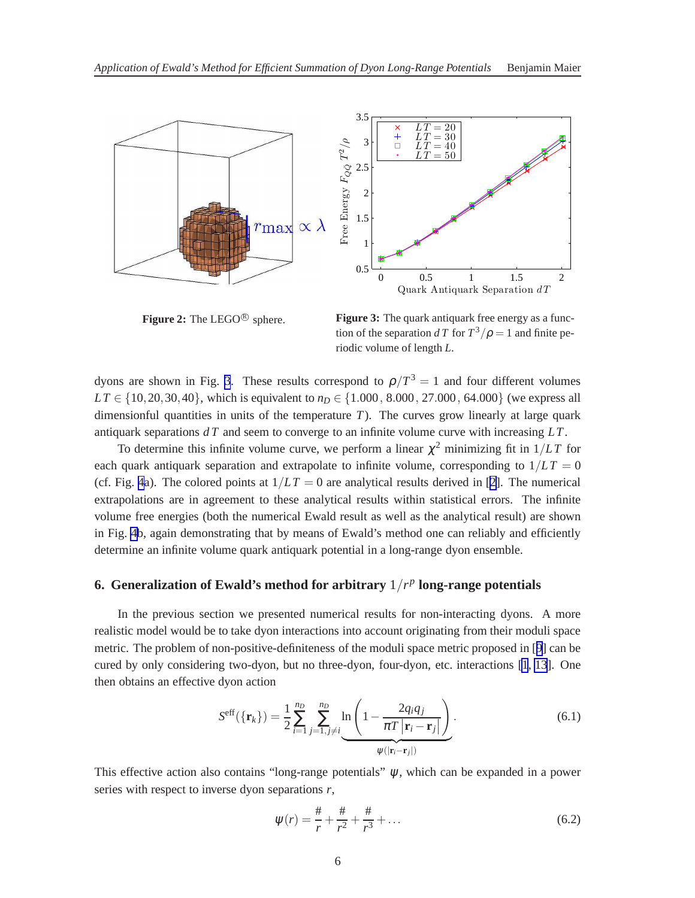**Figure 2:** The LEGO® sphere.

**Figure 3:** The quark antiquark free energy as a function of the separation $dT$ for $T^3/\rho = 1$ and finite periodic volume of length $L$.

dyons are shown in Fig. 3. These results correspond to $\rho/T^3 = 1$ and four different volumes $LT \in \{10, 20, 30, 40\}$, which is equivalent to $n_D \in \{1.000\,,\,8.000\,,\,27.000\,,\,64.000\}$ (we express all dimensionful quantities in units of the temperature $T$). The curves grow linearly at large quark antiquark separations $dT$ and seem to converge to an infinite volume curve with increasing $LT$.

To determine this infinite volume curve, we perform a linear $\chi^2$ minimizing fit in $1/LT$ for each quark antiquark separation and extrapolate to infinite volume, corresponding to $1/LT = 0$ (cf. Fig. 4a). The colored points at $1/LT = 0$ are analytical results derived in [2]. The numerical extrapolations are in agreement to these analytical results within statistical errors. The infinite volume free energies (both the numerical Ewald result as well as the analytical result) are shown in Fig. 4b, again demonstrating that by means of Ewald's method one can reliably and efficiently determine an infinite volume quark antiquark potential in a long-range dyon ensemble.

## 6. Generalization of Ewald's method for arbitrary $1/r^p$ long-range potentials

In the previous section we presented numerical results for non-interacting dyons. A more realistic model would be to take dyon interactions into account originating from their moduli space metric. The problem of non-positive-definiteness of the moduli space metric proposed in [9] can be cured by only considering two-dyon, but no three-dyon, four-dyon, etc. interactions [1, 13]. One then obtains an effective dyon action

$$S^{\text{eff}}(\{\mathbf{r}_k\}) = \frac{1}{2}\sum_{i=1}^{n_D}\sum_{j=1,j\neq i}^{n_D} \underbrace{\ln\left(1 - \frac{2q_i q_j}{\pi T\left|\mathbf{r}_i - \mathbf{r}_j\right|}\right)}_{\psi(|\mathbf{r}_i - \mathbf{r}_j|)}. \tag{6.1}$$

This effective action also contains "long-range potentials" $\psi$, which can be expanded in a power series with respect to inverse dyon separations $r$,

$$\psi(r) = \frac{\#}{r} + \frac{\#}{r^2} + \frac{\#}{r^3} + \ldots \tag{6.2}$$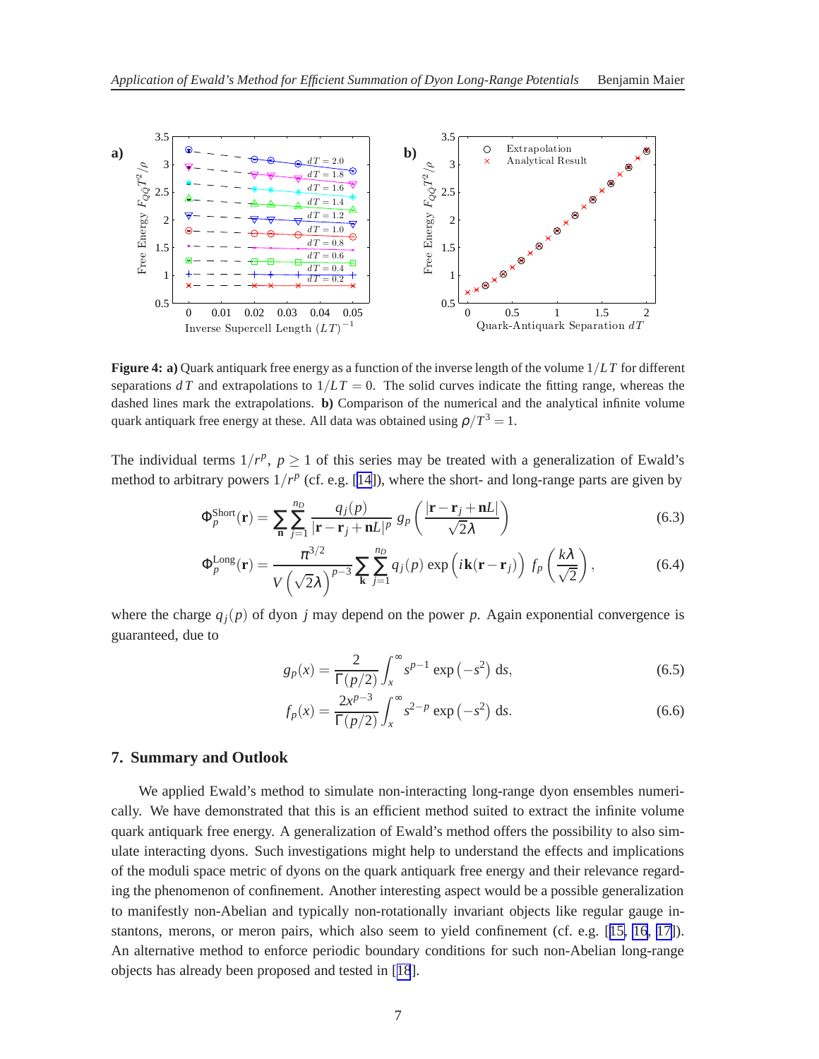**Figure 4: a)** Quark antiquark free energy as a function of the inverse length of the volume $1/LT$ for different separations $dT$ and extrapolations to $1/LT = 0$. The solid curves indicate the fitting range, whereas the dashed lines mark the extrapolations. **b)** Comparison of the numerical and the analytical infinite volume quark antiquark free energy at these. All data was obtained using $\rho/T^3 = 1$.

The individual terms $1/r^p$, $p \geq 1$ of this series may be treated with a generalization of Ewald's method to arbitrary powers $1/r^p$ (cf. e.g. [14]), where the short- and long-range parts are given by

$$\Phi_p^{\text{Short}}(\mathbf{r}) = \sum_{\mathbf{n}} \sum_{j=1}^{n_D} \frac{q_j(p)}{|\mathbf{r} - \mathbf{r}_j + \mathbf{n}L|^p} \, g_p\left(\frac{|\mathbf{r} - \mathbf{r}_j + \mathbf{n}L|}{\sqrt{2}\lambda}\right) \tag{6.3}$$

$$\Phi_p^{\text{Long}}(\mathbf{r}) = \frac{\pi^{3/2}}{V\left(\sqrt{2}\lambda\right)^{p-3}} \sum_{\mathbf{k}} \sum_{j=1}^{n_D} q_j(p) \exp\left(i\mathbf{k}(\mathbf{r} - \mathbf{r}_j)\right) \, f_p\left(\frac{k\lambda}{\sqrt{2}}\right), \tag{6.4}$$

where the charge $q_j(p)$ of dyon $j$ may depend on the power $p$. Again exponential convergence is guaranteed, due to

$$g_p(x) = \frac{2}{\Gamma(p/2)} \int_x^\infty s^{p-1} \exp\left(-s^2\right) \, \mathrm{d}s, \tag{6.5}$$

$$f_p(x) = \frac{2x^{p-3}}{\Gamma(p/2)} \int_x^\infty s^{2-p} \exp\left(-s^2\right) \, \mathrm{d}s. \tag{6.6}$$

## 7. Summary and Outlook

We applied Ewald's method to simulate non-interacting long-range dyon ensembles numerically. We have demonstrated that this is an efficient method suited to extract the infinite volume quark antiquark free energy. A generalization of Ewald's method offers the possibility to also simulate interacting dyons. Such investigations might help to understand the effects and implications of the moduli space metric of dyons on the quark antiquark free energy and their relevance regarding the phenomenon of confinement. Another interesting aspect would be a possible generalization to manifestly non-Abelian and typically non-rotationally invariant objects like regular gauge instantons, merons, or meron pairs, which also seem to yield confinement (cf. e.g. [15, 16, 17]). An alternative method to enforce periodic boundary conditions for such non-Abelian long-range objects has already been proposed and tested in [18].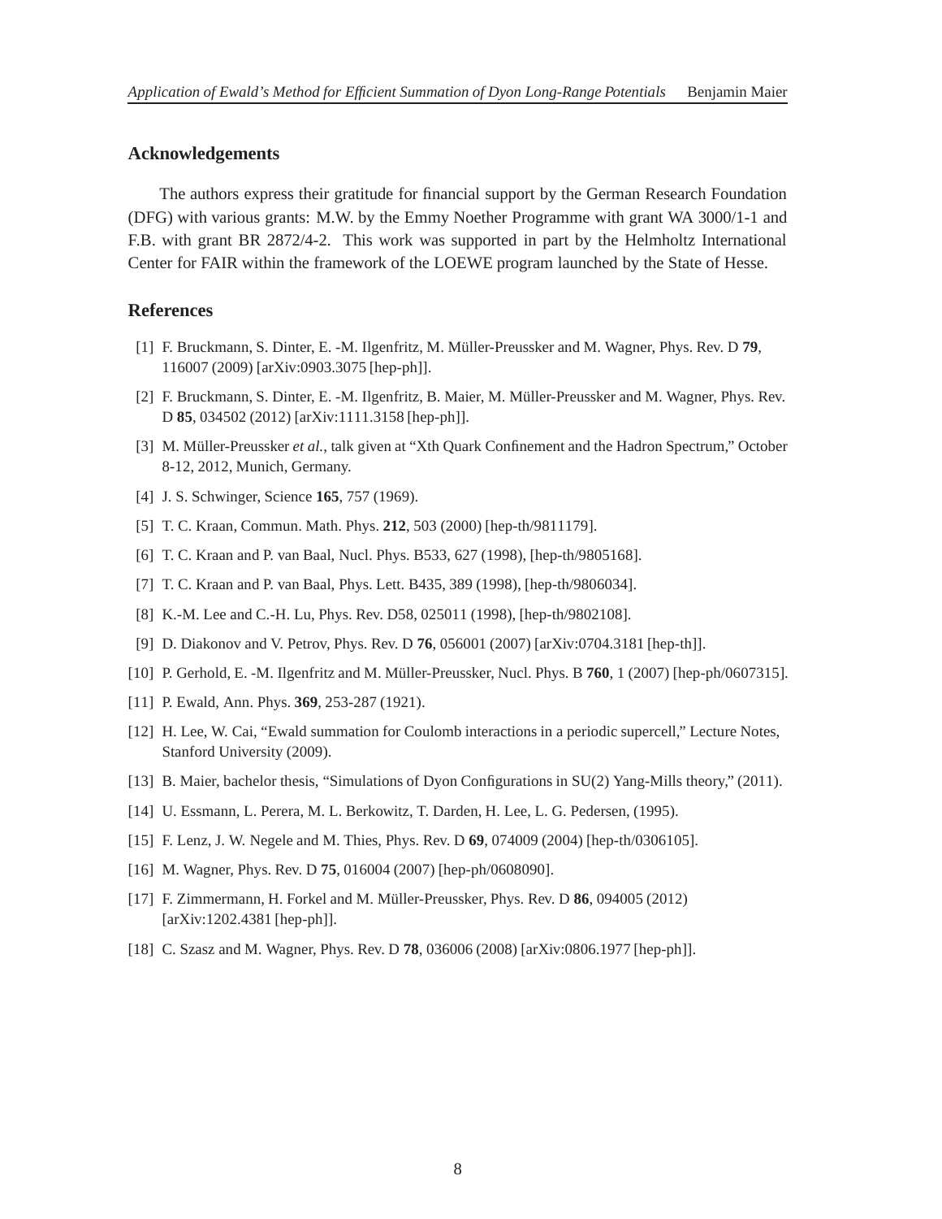## Acknowledgements

The authors express their gratitude for financial support by the German Research Foundation (DFG) with various grants: M.W. by the Emmy Noether Programme with grant WA 3000/1-1 and F.B. with grant BR 2872/4-2. This work was supported in part by the Helmholtz International Center for FAIR within the framework of the LOEWE program launched by the State of Hesse.

## References

[1] F. Bruckmann, S. Dinter, E. -M. Ilgenfritz, M. Müller-Preussker and M. Wagner, Phys. Rev. D **79**, 116007 (2009) [arXiv:0903.3075 [hep-ph]].

[2] F. Bruckmann, S. Dinter, E. -M. Ilgenfritz, B. Maier, M. Müller-Preussker and M. Wagner, Phys. Rev. D **85**, 034502 (2012) [arXiv:1111.3158 [hep-ph]].

[3] M. Müller-Preussker *et al.*, talk given at "Xth Quark Confinement and the Hadron Spectrum," October 8-12, 2012, Munich, Germany.

[4] J. S. Schwinger, Science **165**, 757 (1969).

[5] T. C. Kraan, Commun. Math. Phys. **212**, 503 (2000) [hep-th/9811179].

[6] T. C. Kraan and P. van Baal, Nucl. Phys. B533, 627 (1998), [hep-th/9805168].

[7] T. C. Kraan and P. van Baal, Phys. Lett. B435, 389 (1998), [hep-th/9806034].

[8] K.-M. Lee and C.-H. Lu, Phys. Rev. D58, 025011 (1998), [hep-th/9802108].

[9] D. Diakonov and V. Petrov, Phys. Rev. D **76**, 056001 (2007) [arXiv:0704.3181 [hep-th]].

[10] P. Gerhold, E. -M. Ilgenfritz and M. Müller-Preussker, Nucl. Phys. B **760**, 1 (2007) [hep-ph/0607315].

[11] P. Ewald, Ann. Phys. **369**, 253-287 (1921).

[12] H. Lee, W. Cai, "Ewald summation for Coulomb interactions in a periodic supercell," Lecture Notes, Stanford University (2009).

[13] B. Maier, bachelor thesis, "Simulations of Dyon Configurations in SU(2) Yang-Mills theory," (2011).

[14] U. Essmann, L. Perera, M. L. Berkowitz, T. Darden, H. Lee, L. G. Pedersen, (1995).

[15] F. Lenz, J. W. Negele and M. Thies, Phys. Rev. D **69**, 074009 (2004) [hep-th/0306105].

[16] M. Wagner, Phys. Rev. D **75**, 016004 (2007) [hep-ph/0608090].

[17] F. Zimmermann, H. Forkel and M. Müller-Preussker, Phys. Rev. D **86**, 094005 (2012) [arXiv:1202.4381 [hep-ph]].

[18] C. Szasz and M. Wagner, Phys. Rev. D **78**, 036006 (2008) [arXiv:0806.1977 [hep-ph]].